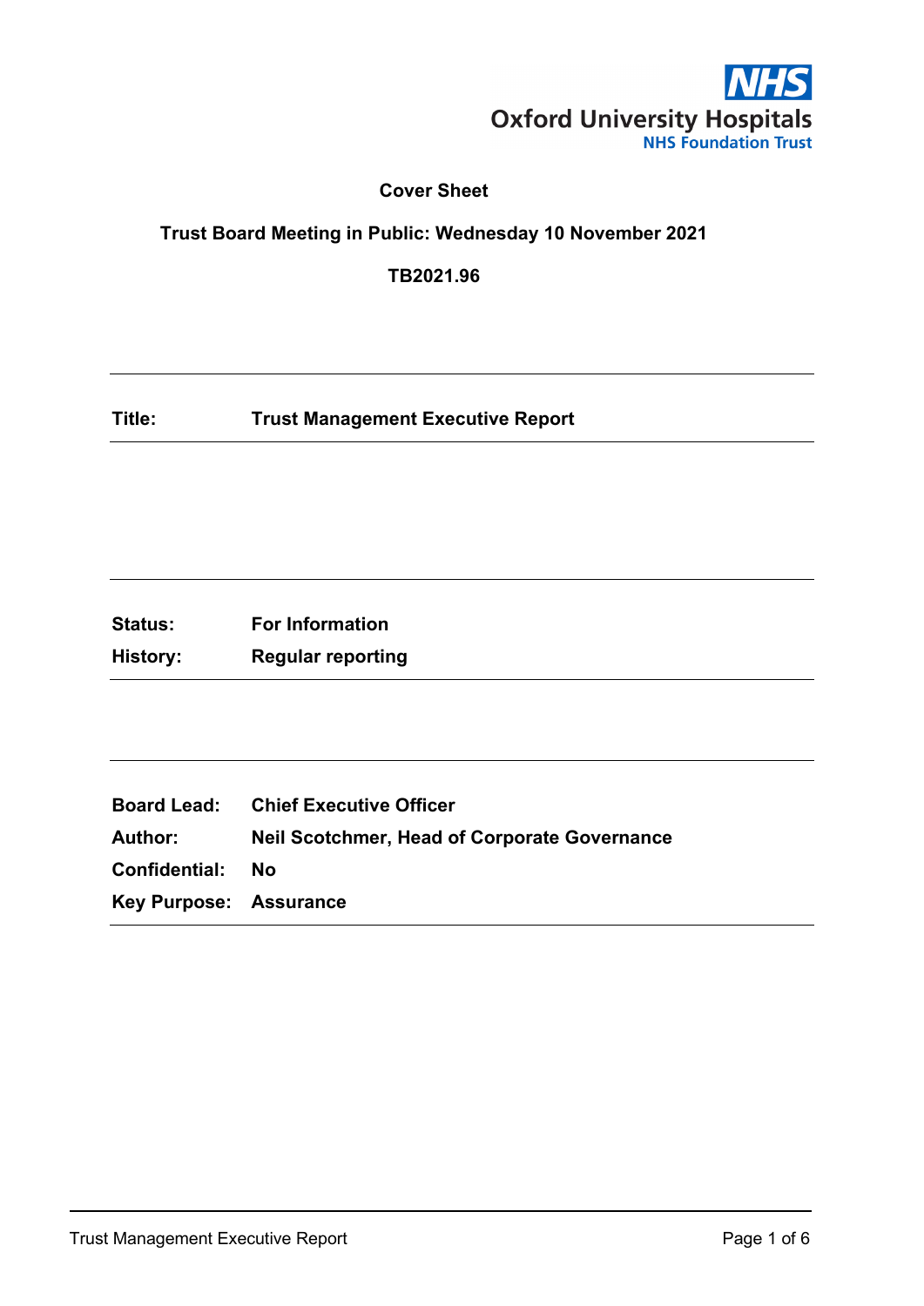Oxford University Hospitals
NHS Foundation Trust

**Cover Sheet**

**Trust Board Meeting in Public: Wednesday 10 November 2021**

**TB2021.96**

| | |
|---|---|
| **Title:** | **Trust Management Executive Report** |

| | |
|---|---|
| **Status:** | **For Information** |
| **History:** | **Regular reporting** |

| | |
|---|---|
| **Board Lead:** | **Chief Executive Officer** |
| **Author:** | **Neil Scotchmer, Head of Corporate Governance** |
| **Confidential:** | **No** |
| **Key Purpose:** | **Assurance** |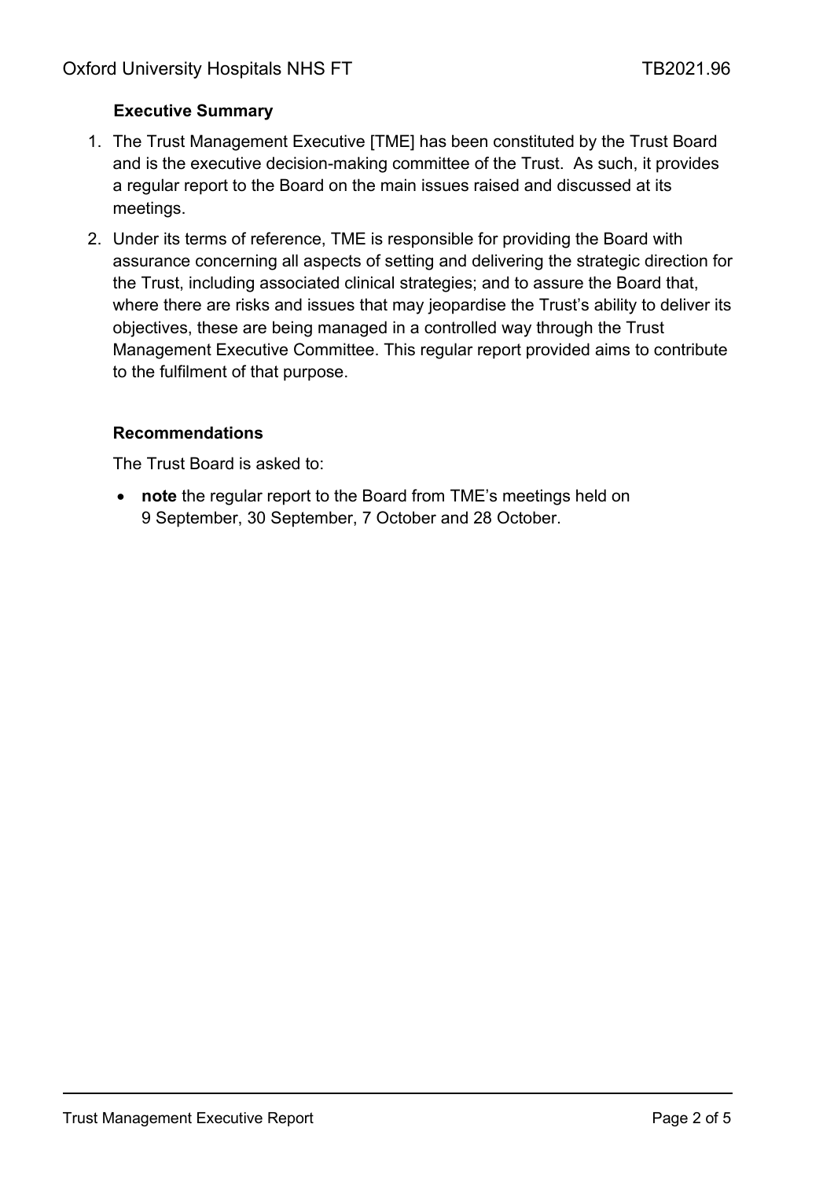## Executive Summary

1. The Trust Management Executive [TME] has been constituted by the Trust Board and is the executive decision-making committee of the Trust. As such, it provides a regular report to the Board on the main issues raised and discussed at its meetings.
2. Under its terms of reference, TME is responsible for providing the Board with assurance concerning all aspects of setting and delivering the strategic direction for the Trust, including associated clinical strategies; and to assure the Board that, where there are risks and issues that may jeopardise the Trust's ability to deliver its objectives, these are being managed in a controlled way through the Trust Management Executive Committee. This regular report provided aims to contribute to the fulfilment of that purpose.

## Recommendations

The Trust Board is asked to:

- **note** the regular report to the Board from TME's meetings held on 9 September, 30 September, 7 October and 28 October.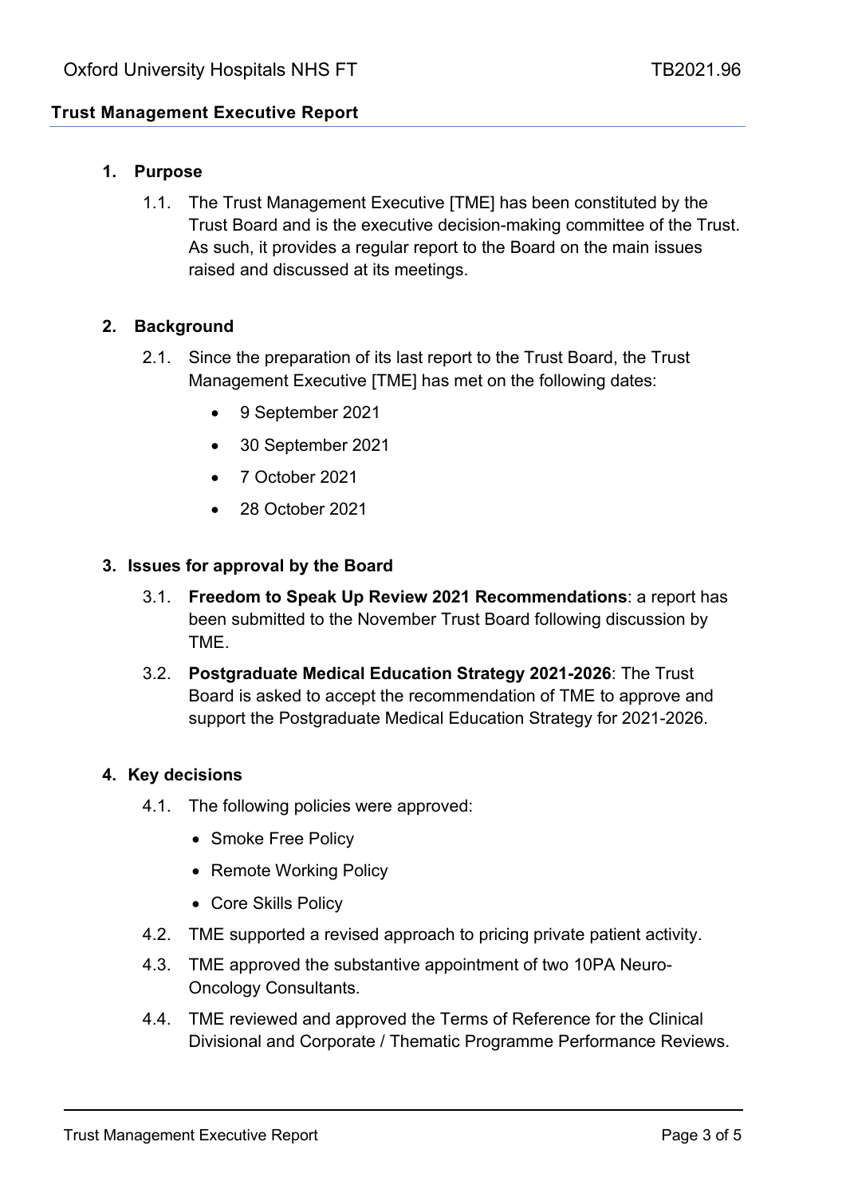## Trust Management Executive Report

### 1. Purpose

1.1. The Trust Management Executive [TME] has been constituted by the Trust Board and is the executive decision-making committee of the Trust. As such, it provides a regular report to the Board on the main issues raised and discussed at its meetings.

### 2. Background

2.1. Since the preparation of its last report to the Trust Board, the Trust Management Executive [TME] has met on the following dates:

- 9 September 2021
- 30 September 2021
- 7 October 2021
- 28 October 2021

### 3. Issues for approval by the Board

3.1. **Freedom to Speak Up Review 2021 Recommendations**: a report has been submitted to the November Trust Board following discussion by TME.

3.2. **Postgraduate Medical Education Strategy 2021-2026**: The Trust Board is asked to accept the recommendation of TME to approve and support the Postgraduate Medical Education Strategy for 2021-2026.

### 4. Key decisions

4.1. The following policies were approved:

- Smoke Free Policy
- Remote Working Policy
- Core Skills Policy

4.2. TME supported a revised approach to pricing private patient activity.

4.3. TME approved the substantive appointment of two 10PA Neuro-Oncology Consultants.

4.4. TME reviewed and approved the Terms of Reference for the Clinical Divisional and Corporate / Thematic Programme Performance Reviews.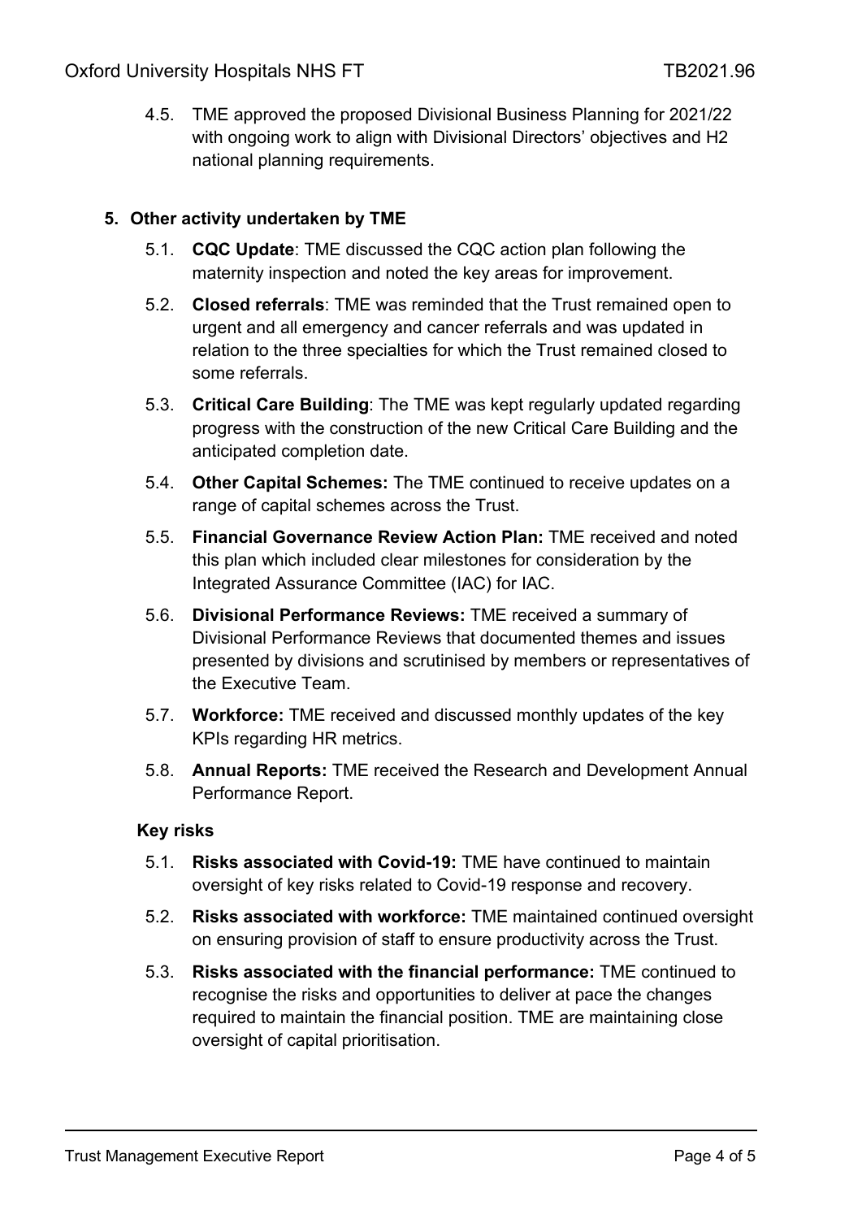4.5. TME approved the proposed Divisional Business Planning for 2021/22 with ongoing work to align with Divisional Directors' objectives and H2 national planning requirements.

## 5. Other activity undertaken by TME

5.1. **CQC Update**: TME discussed the CQC action plan following the maternity inspection and noted the key areas for improvement.

5.2. **Closed referrals**: TME was reminded that the Trust remained open to urgent and all emergency and cancer referrals and was updated in relation to the three specialties for which the Trust remained closed to some referrals.

5.3. **Critical Care Building**: The TME was kept regularly updated regarding progress with the construction of the new Critical Care Building and the anticipated completion date.

5.4. **Other Capital Schemes:** The TME continued to receive updates on a range of capital schemes across the Trust.

5.5. **Financial Governance Review Action Plan:** TME received and noted this plan which included clear milestones for consideration by the Integrated Assurance Committee (IAC) for IAC.

5.6. **Divisional Performance Reviews:** TME received a summary of Divisional Performance Reviews that documented themes and issues presented by divisions and scrutinised by members or representatives of the Executive Team.

5.7. **Workforce:** TME received and discussed monthly updates of the key KPIs regarding HR metrics.

5.8. **Annual Reports:** TME received the Research and Development Annual Performance Report.

### Key risks

5.1. **Risks associated with Covid-19:** TME have continued to maintain oversight of key risks related to Covid-19 response and recovery.

5.2. **Risks associated with workforce:** TME maintained continued oversight on ensuring provision of staff to ensure productivity across the Trust.

5.3. **Risks associated with the financial performance:** TME continued to recognise the risks and opportunities to deliver at pace the changes required to maintain the financial position. TME are maintaining close oversight of capital prioritisation.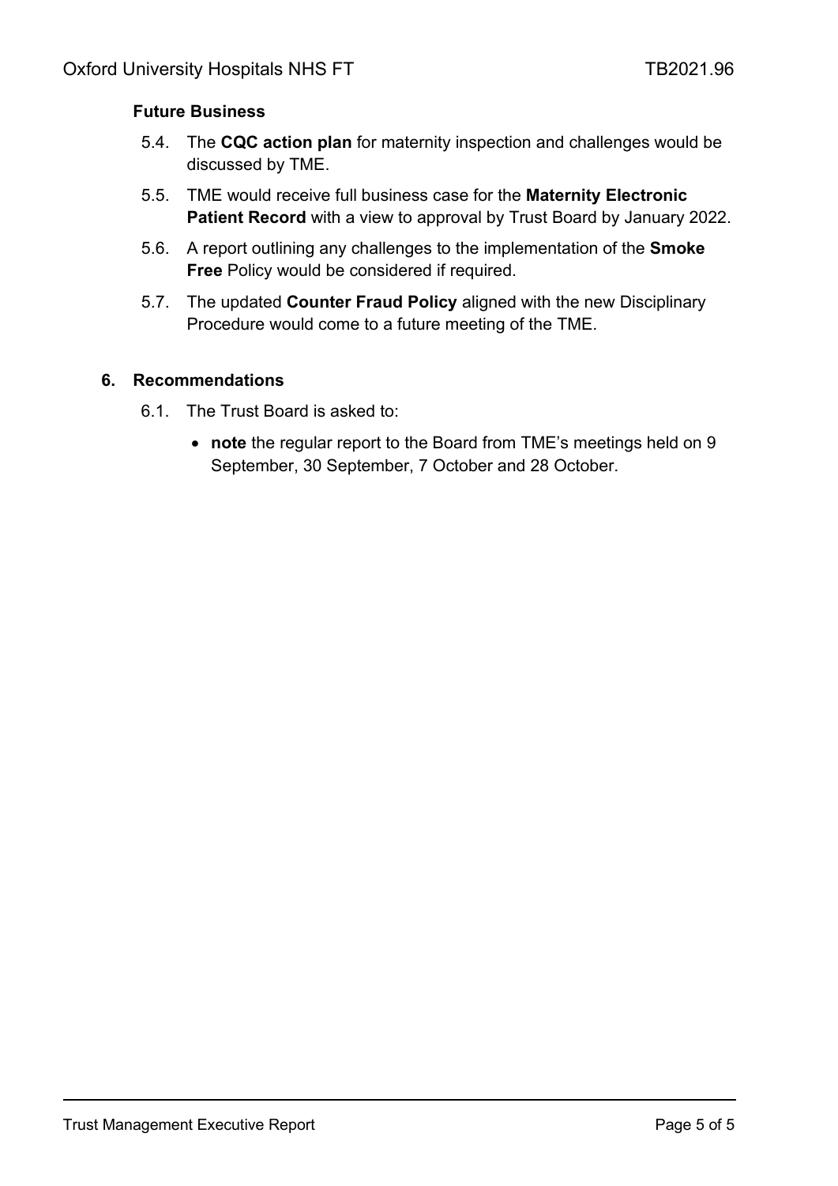### Future Business

5.4. The **CQC action plan** for maternity inspection and challenges would be discussed by TME.

5.5. TME would receive full business case for the **Maternity Electronic Patient Record** with a view to approval by Trust Board by January 2022.

5.6. A report outlining any challenges to the implementation of the **Smoke Free** Policy would be considered if required.

5.7. The updated **Counter Fraud Policy** aligned with the new Disciplinary Procedure would come to a future meeting of the TME.

## 6. Recommendations

6.1. The Trust Board is asked to:

- **note** the regular report to the Board from TME's meetings held on 9 September, 30 September, 7 October and 28 October.